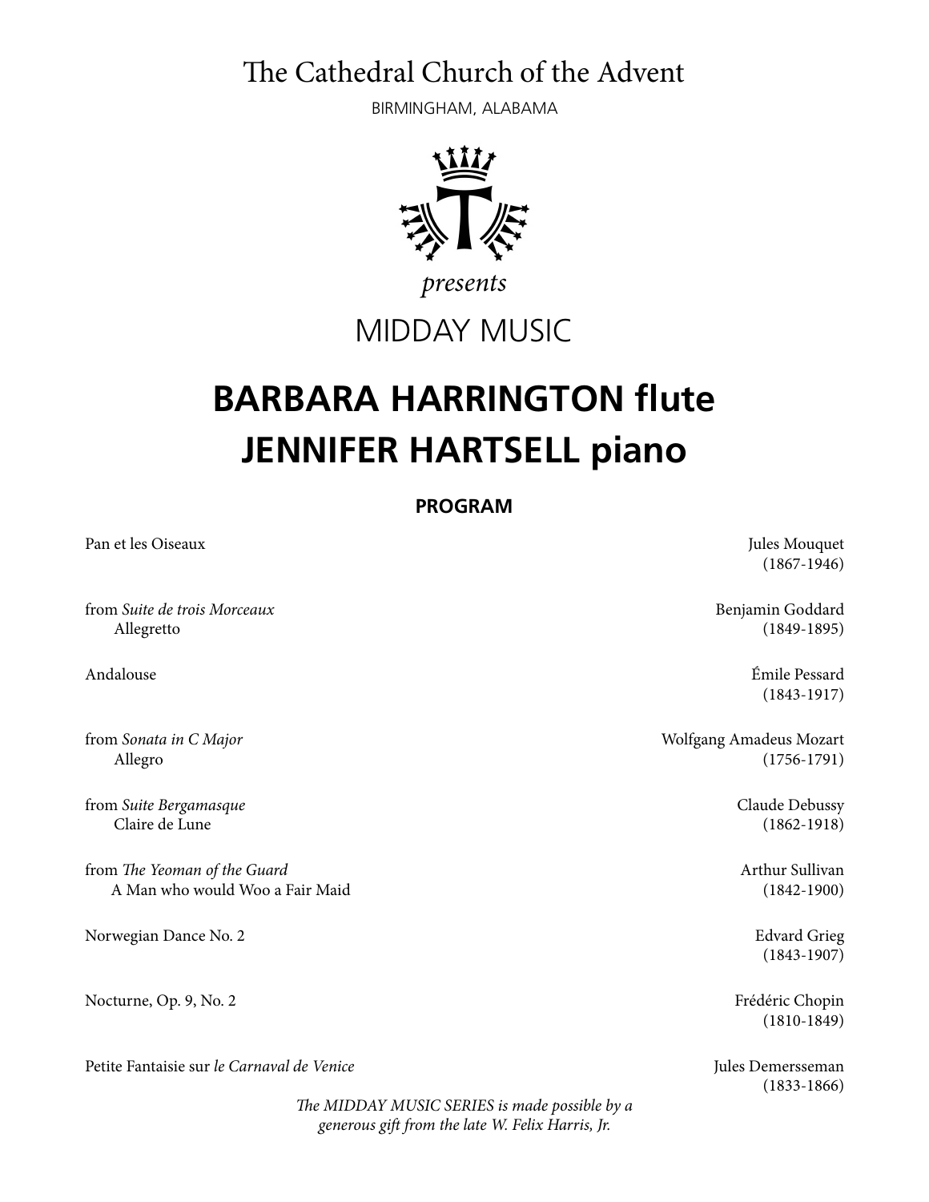# The Cathedral Church of the Advent

BIRMINGHAM, ALABAMA

*presents*

MIDDAY MUSIC

# BARBARA HARRINGTON flute
# JENNIFER HARTSELL piano

**PROGRAM**

Pan et les Oiseaux — Jules Mouquet (1867-1946)

from *Suite de trois Morceaux*
Allegretto — Benjamin Goddard (1849-1895)

Andalouse — Émile Pessard (1843-1917)

from *Sonata in C Major*
Allegro — Wolfgang Amadeus Mozart (1756-1791)

from *Suite Bergamasque*
Claire de Lune — Claude Debussy (1862-1918)

from *The Yeoman of the Guard*
A Man who would Woo a Fair Maid — Arthur Sullivan (1842-1900)

Norwegian Dance No. 2 — Edvard Grieg (1843-1907)

Nocturne, Op. 9, No. 2 — Frédéric Chopin (1810-1849)

Petite Fantaisie sur *le Carnaval de Venice* — Jules Demersseman (1833-1866)

*The MIDDAY MUSIC SERIES is made possible by a generous gift from the late W. Felix Harris, Jr.*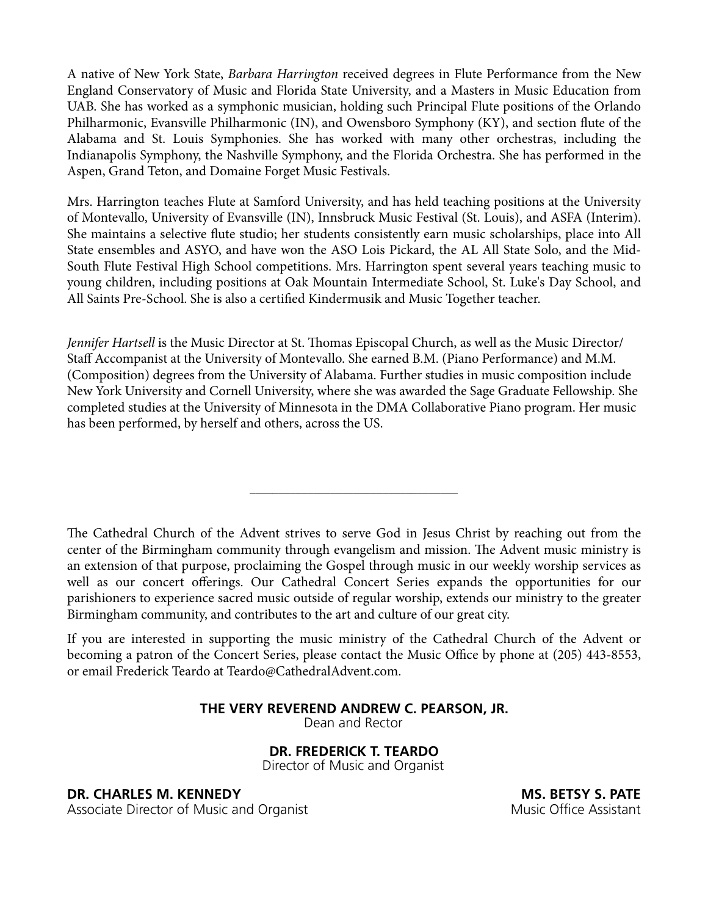A native of New York State, *Barbara Harrington* received degrees in Flute Performance from the New England Conservatory of Music and Florida State University, and a Masters in Music Education from UAB. She has worked as a symphonic musician, holding such Principal Flute positions of the Orlando Philharmonic, Evansville Philharmonic (IN), and Owensboro Symphony (KY), and section flute of the Alabama and St. Louis Symphonies. She has worked with many other orchestras, including the Indianapolis Symphony, the Nashville Symphony, and the Florida Orchestra. She has performed in the Aspen, Grand Teton, and Domaine Forget Music Festivals.

Mrs. Harrington teaches Flute at Samford University, and has held teaching positions at the University of Montevallo, University of Evansville (IN), Innsbruck Music Festival (St. Louis), and ASFA (Interim). She maintains a selective flute studio; her students consistently earn music scholarships, place into All State ensembles and ASYO, and have won the ASO Lois Pickard, the AL All State Solo, and the Mid-South Flute Festival High School competitions. Mrs. Harrington spent several years teaching music to young children, including positions at Oak Mountain Intermediate School, St. Luke's Day School, and All Saints Pre-School. She is also a certified Kindermusik and Music Together teacher.

*Jennifer Hartsell* is the Music Director at St. Thomas Episcopal Church, as well as the Music Director/ Staff Accompanist at the University of Montevallo. She earned B.M. (Piano Performance) and M.M. (Composition) degrees from the University of Alabama. Further studies in music composition include New York University and Cornell University, where she was awarded the Sage Graduate Fellowship. She completed studies at the University of Minnesota in the DMA Collaborative Piano program. Her music has been performed, by herself and others, across the US.

---

The Cathedral Church of the Advent strives to serve God in Jesus Christ by reaching out from the center of the Birmingham community through evangelism and mission. The Advent music ministry is an extension of that purpose, proclaiming the Gospel through music in our weekly worship services as well as our concert offerings. Our Cathedral Concert Series expands the opportunities for our parishioners to experience sacred music outside of regular worship, extends our ministry to the greater Birmingham community, and contributes to the art and culture of our great city.

If you are interested in supporting the music ministry of the Cathedral Church of the Advent or becoming a patron of the Concert Series, please contact the Music Office by phone at (205) 443-8553, or email Frederick Teardo at Teardo@CathedralAdvent.com.

**THE VERY REVEREND ANDREW C. PEARSON, JR.**
Dean and Rector

**DR. FREDERICK T. TEARDO**
Director of Music and Organist

**DR. CHARLES M. KENNEDY**
Associate Director of Music and Organist

**MS. BETSY S. PATE**
Music Office Assistant